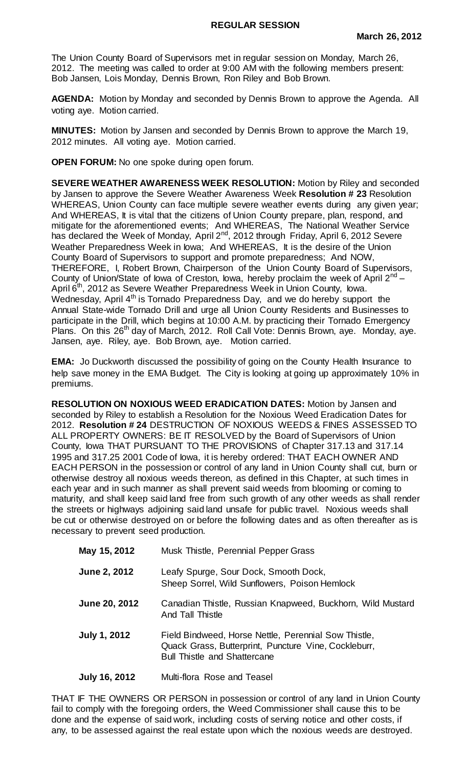**REGULAR SESSION**

**March 26, 2012**

The Union County Board of Supervisors met in regular session on Monday, March 26, 2012. The meeting was called to order at 9:00 AM with the following members present: Bob Jansen, Lois Monday, Dennis Brown, Ron Riley and Bob Brown.

**AGENDA:** Motion by Monday and seconded by Dennis Brown to approve the Agenda. All voting aye. Motion carried.

**MINUTES:** Motion by Jansen and seconded by Dennis Brown to approve the March 19, 2012 minutes. All voting aye. Motion carried.

**OPEN FORUM:** No one spoke during open forum.

**SEVERE WEATHER AWARENESS WEEK RESOLUTION:** Motion by Riley and seconded by Jansen to approve the Severe Weather Awareness Week **Resolution # 23** Resolution WHEREAS, Union County can face multiple severe weather events during any given year; And WHEREAS, It is vital that the citizens of Union County prepare, plan, respond, and mitigate for the aforementioned events; And WHEREAS, The National Weather Service has declared the Week of Monday, April 2nd, 2012 through Friday, April 6, 2012 Severe Weather Preparedness Week in Iowa; And WHEREAS, It is the desire of the Union County Board of Supervisors to support and promote preparedness; And NOW, THEREFORE, I, Robert Brown, Chairperson of the Union County Board of Supervisors, County of Union/State of Iowa of Creston, Iowa, hereby proclaim the week of April 2nd – April 6th, 2012 as Severe Weather Preparedness Week in Union County, Iowa. Wednesday, April 4th is Tornado Preparedness Day, and we do hereby support the Annual State-wide Tornado Drill and urge all Union County Residents and Businesses to participate in the Drill, which begins at 10:00 A.M. by practicing their Tornado Emergency Plans. On this 26th day of March, 2012. Roll Call Vote: Dennis Brown, aye. Monday, aye. Jansen, aye. Riley, aye. Bob Brown, aye. Motion carried.

**EMA:** Jo Duckworth discussed the possibility of going on the County Health Insurance to help save money in the EMA Budget. The City is looking at going up approximately 10% in premiums.

**RESOLUTION ON NOXIOUS WEED ERADICATION DATES:** Motion by Jansen and seconded by Riley to establish a Resolution for the Noxious Weed Eradication Dates for 2012. **Resolution # 24** DESTRUCTION OF NOXIOUS WEEDS & FINES ASSESSED TO ALL PROPERTY OWNERS: BE IT RESOLVED by the Board of Supervisors of Union County, Iowa THAT PURSUANT TO THE PROVISIONS of Chapter 317.13 and 317.14 1995 and 317.25 2001 Code of Iowa, it is hereby ordered: THAT EACH OWNER AND EACH PERSON in the possession or control of any land in Union County shall cut, burn or otherwise destroy all noxious weeds thereon, as defined in this Chapter, at such times in each year and in such manner as shall prevent said weeds from blooming or coming to maturity, and shall keep said land free from such growth of any other weeds as shall render the streets or highways adjoining said land unsafe for public travel. Noxious weeds shall be cut or otherwise destroyed on or before the following dates and as often thereafter as is necessary to prevent seed production.

| | |
|---|---|
| **May 15, 2012** | Musk Thistle, Perennial Pepper Grass |
| **June 2, 2012** | Leafy Spurge, Sour Dock, Smooth Dock, Sheep Sorrel, Wild Sunflowers, Poison Hemlock |
| **June 20, 2012** | Canadian Thistle, Russian Knapweed, Buckhorn, Wild Mustard And Tall Thistle |
| **July 1, 2012** | Field Bindweed, Horse Nettle, Perennial Sow Thistle, Quack Grass, Butterprint, Puncture Vine, Cockleburr, Bull Thistle and Shattercane |
| **July 16, 2012** | Multi-flora Rose and Teasel |

THAT IF THE OWNERS OR PERSON in possession or control of any land in Union County fail to comply with the foregoing orders, the Weed Commissioner shall cause this to be done and the expense of said work, including costs of serving notice and other costs, if any, to be assessed against the real estate upon which the noxious weeds are destroyed.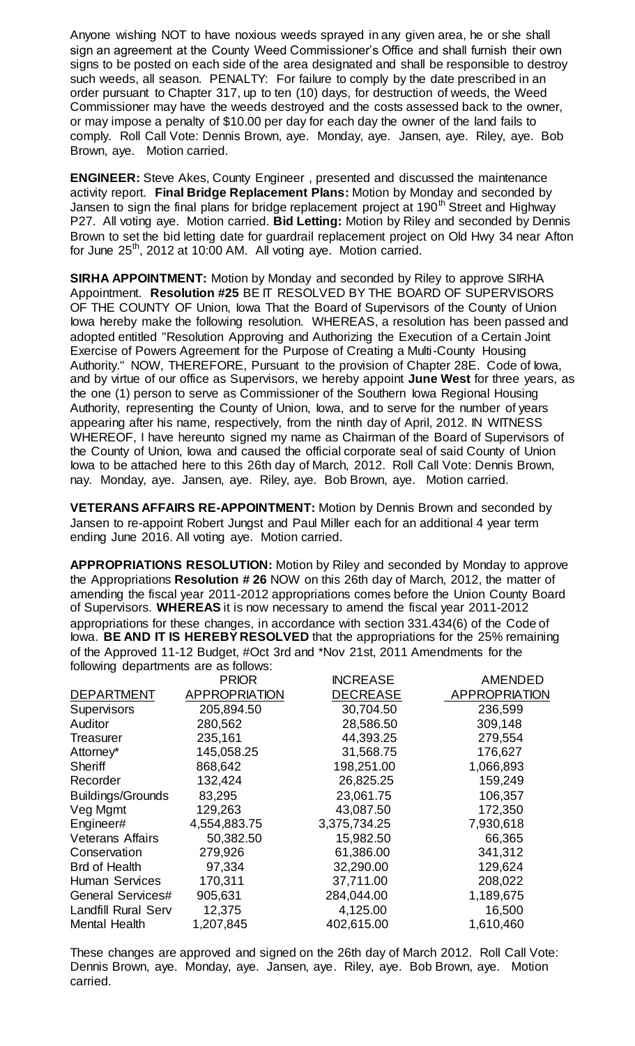Anyone wishing NOT to have noxious weeds sprayed in any given area, he or she shall sign an agreement at the County Weed Commissioner's Office and shall furnish their own signs to be posted on each side of the area designated and shall be responsible to destroy such weeds, all season. PENALTY: For failure to comply by the date prescribed in an order pursuant to Chapter 317, up to ten (10) days, for destruction of weeds, the Weed Commissioner may have the weeds destroyed and the costs assessed back to the owner, or may impose a penalty of $10.00 per day for each day the owner of the land fails to comply. Roll Call Vote: Dennis Brown, aye. Monday, aye. Jansen, aye. Riley, aye. Bob Brown, aye. Motion carried.

**ENGINEER:** Steve Akes, County Engineer , presented and discussed the maintenance activity report. **Final Bridge Replacement Plans:** Motion by Monday and seconded by Jansen to sign the final plans for bridge replacement project at 190th Street and Highway P27. All voting aye. Motion carried. **Bid Letting:** Motion by Riley and seconded by Dennis Brown to set the bid letting date for guardrail replacement project on Old Hwy 34 near Afton for June 25th, 2012 at 10:00 AM. All voting aye. Motion carried.

**SIRHA APPOINTMENT:** Motion by Monday and seconded by Riley to approve SIRHA Appointment. **Resolution #25** BE IT RESOLVED BY THE BOARD OF SUPERVISORS OF THE COUNTY OF Union, Iowa That the Board of Supervisors of the County of Union Iowa hereby make the following resolution. WHEREAS, a resolution has been passed and adopted entitled "Resolution Approving and Authorizing the Execution of a Certain Joint Exercise of Powers Agreement for the Purpose of Creating a Multi-County Housing Authority." NOW, THEREFORE, Pursuant to the provision of Chapter 28E. Code of Iowa, and by virtue of our office as Supervisors, we hereby appoint **June West** for three years, as the one (1) person to serve as Commissioner of the Southern Iowa Regional Housing Authority, representing the County of Union, Iowa, and to serve for the number of years appearing after his name, respectively, from the ninth day of April, 2012. IN WITNESS WHEREOF, I have hereunto signed my name as Chairman of the Board of Supervisors of the County of Union, Iowa and caused the official corporate seal of said County of Union Iowa to be attached here to this 26th day of March, 2012. Roll Call Vote: Dennis Brown, nay. Monday, aye. Jansen, aye. Riley, aye. Bob Brown, aye. Motion carried.

**VETERANS AFFAIRS RE-APPOINTMENT:** Motion by Dennis Brown and seconded by Jansen to re-appoint Robert Jungst and Paul Miller each for an additional 4 year term ending June 2016. All voting aye. Motion carried.

**APPROPRIATIONS RESOLUTION:** Motion by Riley and seconded by Monday to approve the Appropriations **Resolution # 26** NOW on this 26th day of March, 2012, the matter of amending the fiscal year 2011-2012 appropriations comes before the Union County Board of Supervisors. **WHEREAS** it is now necessary to amend the fiscal year 2011-2012 appropriations for these changes, in accordance with section 331.434(6) of the Code of Iowa. **BE AND IT IS HEREBY RESOLVED** that the appropriations for the 25% remaining of the Approved 11-12 Budget, #Oct 3rd and *Nov 21st, 2011 Amendments for the following departments are as follows:

| DEPARTMENT | PRIOR APPROPRIATION | INCREASE DECREASE | AMENDED APPROPRIATION |
|---|---|---|---|
| Supervisors | 205,894.50 | 30,704.50 | 236,599 |
| Auditor | 280,562 | 28,586.50 | 309,148 |
| Treasurer | 235,161 | 44,393.25 | 279,554 |
| Attorney* | 145,058.25 | 31,568.75 | 176,627 |
| Sheriff | 868,642 | 198,251.00 | 1,066,893 |
| Recorder | 132,424 | 26,825.25 | 159,249 |
| Buildings/Grounds | 83,295 | 23,061.75 | 106,357 |
| Veg Mgmt | 129,263 | 43,087.50 | 172,350 |
| Engineer# | 4,554,883.75 | 3,375,734.25 | 7,930,618 |
| Veterans Affairs | 50,382.50 | 15,982.50 | 66,365 |
| Conservation | 279,926 | 61,386.00 | 341,312 |
| Brd of Health | 97,334 | 32,290.00 | 129,624 |
| Human Services | 170,311 | 37,711.00 | 208,022 |
| General Services# | 905,631 | 284,044.00 | 1,189,675 |
| Landfill Rural Serv | 12,375 | 4,125.00 | 16,500 |
| Mental Health | 1,207,845 | 402,615.00 | 1,610,460 |

These changes are approved and signed on the 26th day of March 2012. Roll Call Vote: Dennis Brown, aye. Monday, aye. Jansen, aye. Riley, aye. Bob Brown, aye. Motion carried.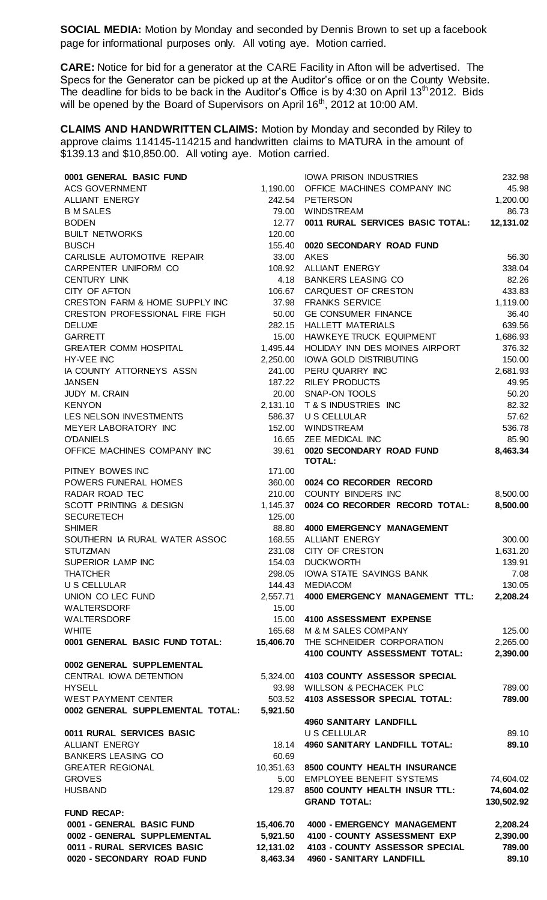**SOCIAL MEDIA:** Motion by Monday and seconded by Dennis Brown to set up a facebook page for informational purposes only. All voting aye. Motion carried.

**CARE:** Notice for bid for a generator at the CARE Facility in Afton will be advertised. The Specs for the Generator can be picked up at the Auditor's office or on the County Website. The deadline for bids to be back in the Auditor's Office is by 4:30 on April 13th 2012. Bids will be opened by the Board of Supervisors on April 16th, 2012 at 10:00 AM.

**CLAIMS AND HANDWRITTEN CLAIMS:** Motion by Monday and seconded by Riley to approve claims 114145-114215 and handwritten claims to MATURA in the amount of $139.13 and $10,850.00. All voting aye. Motion carried.

| | |
|---|---|
| **0001 GENERAL BASIC FUND** | |
| ACS GOVERNMENT | 1,190.00 |
| ALLIANT ENERGY | 242.54 |
| B M SALES | 79.00 |
| BODEN | 12.77 |
| BUILT NETWORKS | 120.00 |
| BUSCH | 155.40 |
| CARLISLE AUTOMOTIVE REPAIR | 33.00 |
| CARPENTER UNIFORM CO | 108.92 |
| CENTURY LINK | 4.18 |
| CITY OF AFTON | 106.67 |
| CRESTON FARM & HOME SUPPLY INC | 37.98 |
| CRESTON PROFESSIONAL FIRE FIGH | 50.00 |
| DELUXE | 282.15 |
| GARRETT | 15.00 |
| GREATER COMM HOSPITAL | 1,495.44 |
| HY-VEE INC | 2,250.00 |
| IA COUNTY ATTORNEYS ASSN | 241.00 |
| JANSEN | 187.22 |
| JUDY M. CRAIN | 20.00 |
| KENYON | 2,131.10 |
| LES NELSON INVESTMENTS | 586.37 |
| MEYER LABORATORY INC | 152.00 |
| O'DANIELS | 16.65 |
| OFFICE MACHINES COMPANY INC | 39.61 |
| PITNEY BOWES INC | 171.00 |
| POWERS FUNERAL HOMES | 360.00 |
| RADAR ROAD TEC | 210.00 |
| SCOTT PRINTING & DESIGN | 1,145.37 |
| SECURETECH | 125.00 |
| SHIMER | 88.80 |
| SOUTHERN IA RURAL WATER ASSOC | 168.55 |
| STUTZMAN | 231.08 |
| SUPERIOR LAMP INC | 154.03 |
| THATCHER | 298.05 |
| U S CELLULAR | 144.43 |
| UNION CO LEC FUND | 2,557.71 |
| WALTERSDORF | 15.00 |
| WALTERSDORF | 15.00 |
| WHITE | 165.68 |
| **0001 GENERAL BASIC FUND TOTAL:** | **15,406.70** |
| **0002 GENERAL SUPPLEMENTAL** | |
| CENTRAL IOWA DETENTION | 5,324.00 |
| HYSELL | 93.98 |
| WEST PAYMENT CENTER | 503.52 |
| **0002 GENERAL SUPPLEMENTAL TOTAL:** | **5,921.50** |
| **0011 RURAL SERVICES BASIC** | |
| ALLIANT ENERGY | 18.14 |
| BANKERS LEASING CO | 60.69 |
| GREATER REGIONAL | 10,351.63 |
| GROVES | 5.00 |
| HUSBAND | 129.87 |
| IOWA PRISON INDUSTRIES | 232.98 |
| OFFICE MACHINES COMPANY INC | 45.98 |
| PETERSON | 1,200.00 |
| WINDSTREAM | 86.73 |
| **0011 RURAL SERVICES BASIC TOTAL:** | **12,131.02** |
| **0020 SECONDARY ROAD FUND** | |
| AKES | 56.30 |
| ALLIANT ENERGY | 338.04 |
| BANKERS LEASING CO | 82.26 |
| CARQUEST OF CRESTON | 433.83 |
| FRANKS SERVICE | 1,119.00 |
| GE CONSUMER FINANCE | 36.40 |
| HALLETT MATERIALS | 639.56 |
| HAWKEYE TRUCK EQUIPMENT | 1,686.93 |
| HOLIDAY INN DES MOINES AIRPORT | 376.32 |
| IOWA GOLD DISTRIBUTING | 150.00 |
| PERU QUARRY INC | 2,681.93 |
| RILEY PRODUCTS | 49.95 |
| SNAP-ON TOOLS | 50.20 |
| T & S INDUSTRIES INC | 82.32 |
| U S CELLULAR | 57.62 |
| WINDSTREAM | 536.78 |
| ZEE MEDICAL INC | 85.90 |
| **0020 SECONDARY ROAD FUND TOTAL:** | **8,463.34** |
| **0024 CO RECORDER RECORD** | |
| COUNTY BINDERS INC | 8,500.00 |
| **0024 CO RECORDER RECORD TOTAL:** | **8,500.00** |
| **4000 EMERGENCY MANAGEMENT** | |
| ALLIANT ENERGY | 300.00 |
| CITY OF CRESTON | 1,631.20 |
| DUCKWORTH | 139.91 |
| IOWA STATE SAVINGS BANK | 7.08 |
| MEDIACOM | 130.05 |
| **4000 EMERGENCY MANAGEMENT TTL:** | **2,208.24** |
| **4100 ASSESSMENT EXPENSE** | |
| M & M SALES COMPANY | 125.00 |
| THE SCHNEIDER CORPORATION | 2,265.00 |
| **4100 COUNTY ASSESSMENT TOTAL:** | **2,390.00** |
| **4103 COUNTY ASSESSOR SPECIAL** | |
| WILLSON & PECHACEK PLC | 789.00 |
| **4103 ASSESSOR SPECIAL TOTAL:** | **789.00** |
| **4960 SANITARY LANDFILL** | |
| U S CELLULAR | 89.10 |
| **4960 SANITARY LANDFILL TOTAL:** | **89.10** |
| **8500 COUNTY HEALTH INSURANCE** | |
| EMPLOYEE BENEFIT SYSTEMS | 74,604.02 |
| **8500 COUNTY HEALTH INSUR TTL:** | **74,604.02** |
| **GRAND TOTAL:** | **130,502.92** |

**FUND RECAP:**

| | |
|---|---|
| **0001 - GENERAL BASIC FUND** | **15,406.70** |
| **0002 - GENERAL SUPPLEMENTAL** | **5,921.50** |
| **0011 - RURAL SERVICES BASIC** | **12,131.02** |
| **0020 - SECONDARY ROAD FUND** | **8,463.34** |
| **4000 - EMERGENCY MANAGEMENT** | **2,208.24** |
| **4100 - COUNTY ASSESSMENT EXP** | **2,390.00** |
| **4103 - COUNTY ASSESSOR SPECIAL** | **789.00** |
| **4960 - SANITARY LANDFILL** | **89.10** |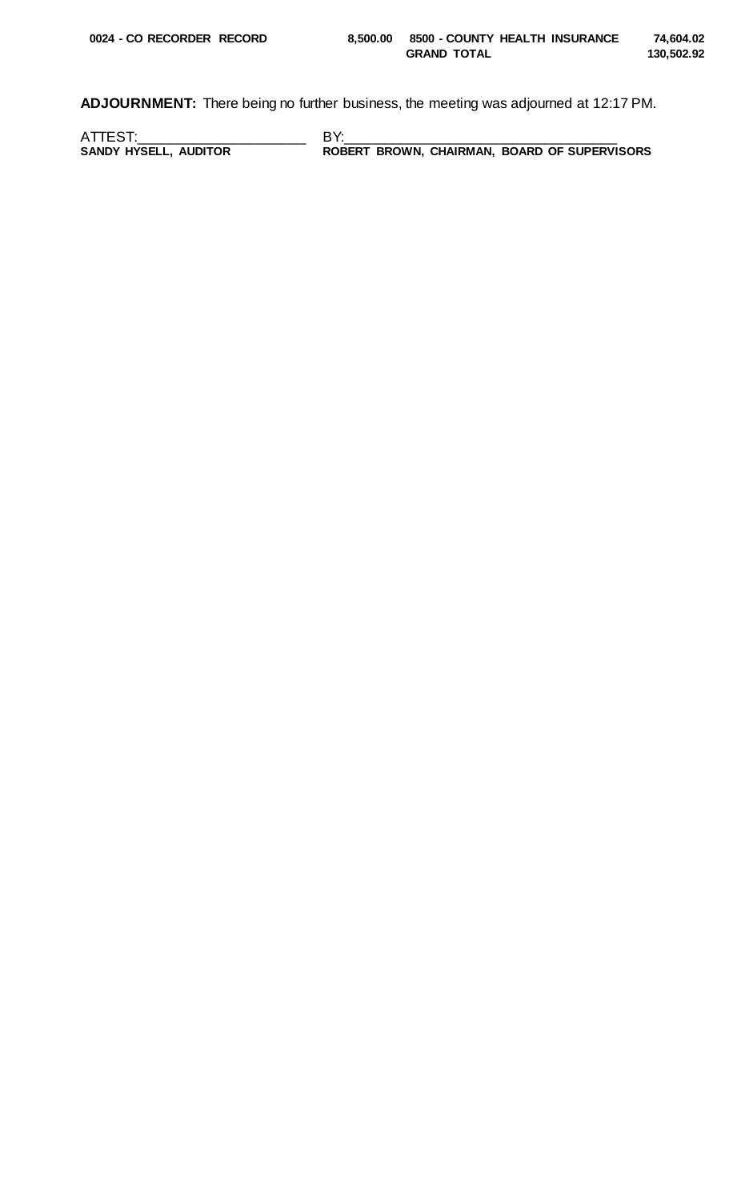| | | | |
|---|---|---|---|
| **0024 - CO RECORDER RECORD** | **8,500.00** | **8500 - COUNTY HEALTH INSURANCE** | **74,604.02** |
| | | **GRAND TOTAL** | **130,502.92** |

**ADJOURNMENT:** There being no further business, the meeting was adjourned at 12:17 PM.

ATTEST:______________________ BY:___________________________________

**SANDY HYSELL, AUDITOR** **ROBERT BROWN, CHAIRMAN, BOARD OF SUPERVISORS**